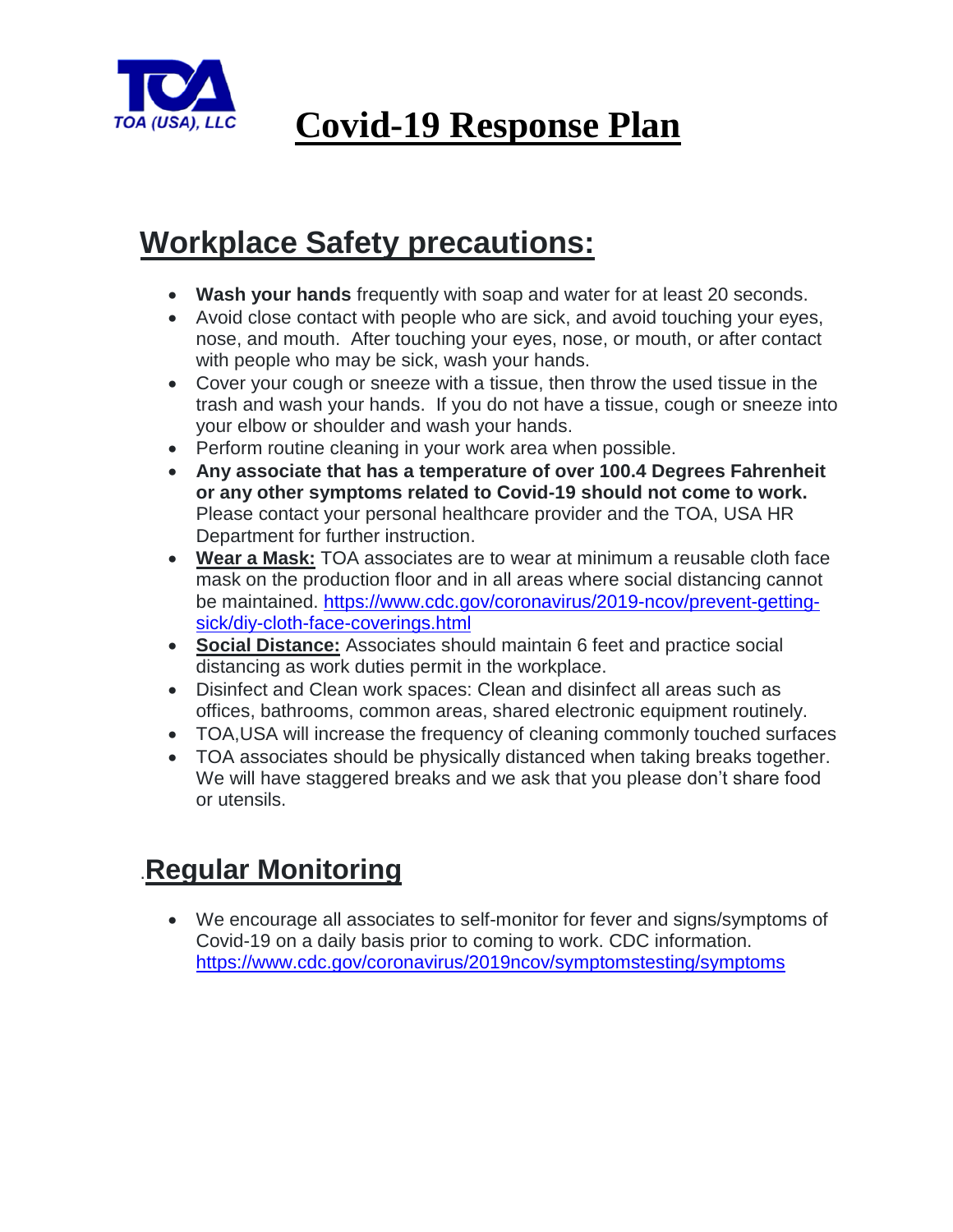TOA (USA), LLC

# Covid-19 Response Plan

## Workplace Safety precautions:

- **Wash your hands** frequently with soap and water for at least 20 seconds.
- Avoid close contact with people who are sick, and avoid touching your eyes, nose, and mouth. After touching your eyes, nose, or mouth, or after contact with people who may be sick, wash your hands.
- Cover your cough or sneeze with a tissue, then throw the used tissue in the trash and wash your hands. If you do not have a tissue, cough or sneeze into your elbow or shoulder and wash your hands.
- Perform routine cleaning in your work area when possible.
- **Any associate that has a temperature of over 100.4 Degrees Fahrenheit or any other symptoms related to Covid-19 should not come to work.** Please contact your personal healthcare provider and the TOA, USA HR Department for further instruction.
- **Wear a Mask:** TOA associates are to wear at minimum a reusable cloth face mask on the production floor and in all areas where social distancing cannot be maintained. https://www.cdc.gov/coronavirus/2019-ncov/prevent-getting-sick/diy-cloth-face-coverings.html
- **Social Distance:** Associates should maintain 6 feet and practice social distancing as work duties permit in the workplace.
- Disinfect and Clean work spaces: Clean and disinfect all areas such as offices, bathrooms, common areas, shared electronic equipment routinely.
- TOA,USA will increase the frequency of cleaning commonly touched surfaces
- TOA associates should be physically distanced when taking breaks together. We will have staggered breaks and we ask that you please don't share food or utensils.

## Regular Monitoring

- We encourage all associates to self-monitor for fever and signs/symptoms of Covid-19 on a daily basis prior to coming to work. CDC information. https://www.cdc.gov/coronavirus/2019ncov/symptomstesting/symptoms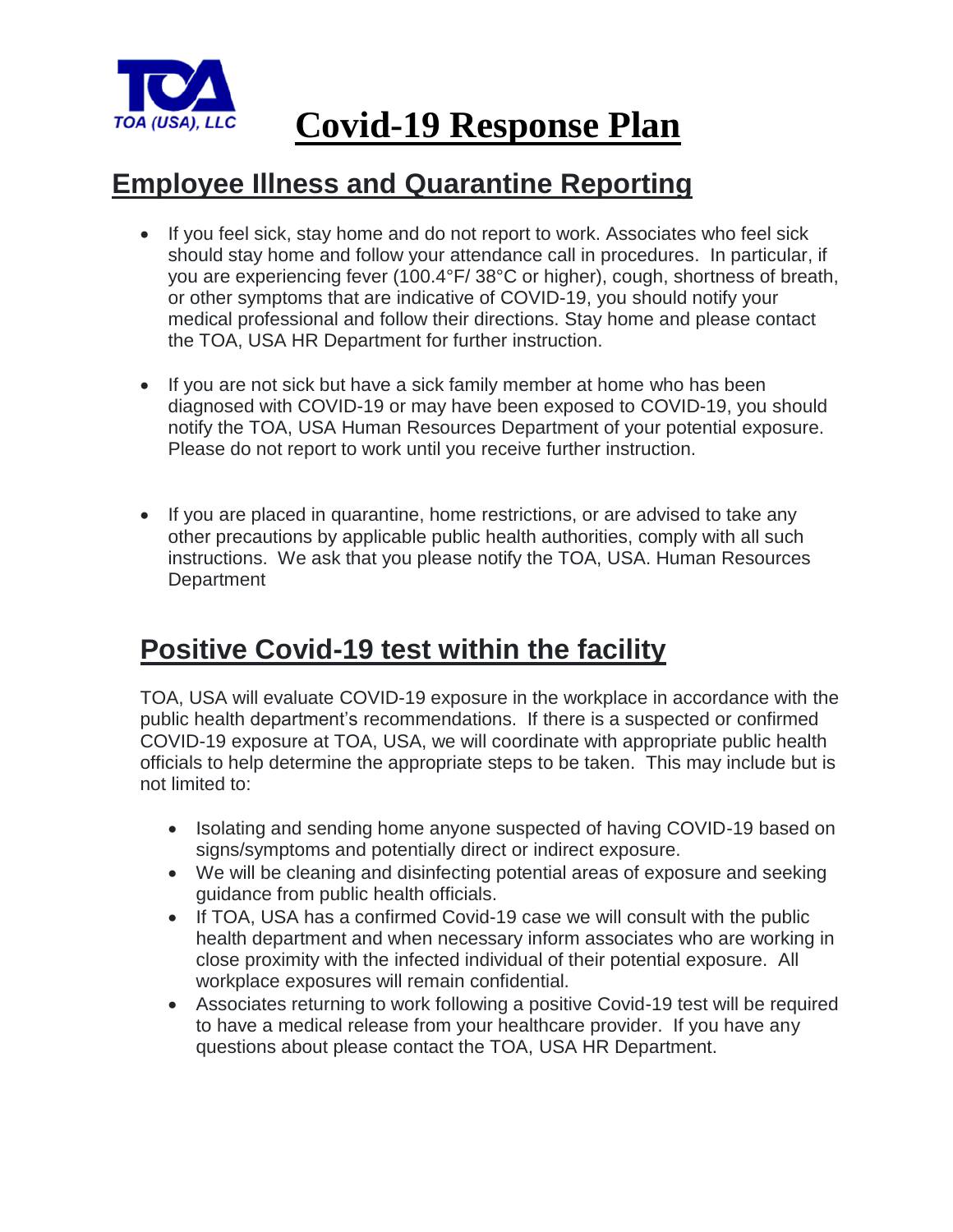TOA (USA), LLC

# Covid-19 Response Plan

## Employee Illness and Quarantine Reporting

- If you feel sick, stay home and do not report to work. Associates who feel sick should stay home and follow your attendance call in procedures. In particular, if you are experiencing fever (100.4°F/ 38°C or higher), cough, shortness of breath, or other symptoms that are indicative of COVID-19, you should notify your medical professional and follow their directions. Stay home and please contact the TOA, USA HR Department for further instruction.

- If you are not sick but have a sick family member at home who has been diagnosed with COVID-19 or may have been exposed to COVID-19, you should notify the TOA, USA Human Resources Department of your potential exposure. Please do not report to work until you receive further instruction.

- If you are placed in quarantine, home restrictions, or are advised to take any other precautions by applicable public health authorities, comply with all such instructions. We ask that you please notify the TOA, USA. Human Resources Department

## Positive Covid-19 test within the facility

TOA, USA will evaluate COVID-19 exposure in the workplace in accordance with the public health department's recommendations. If there is a suspected or confirmed COVID-19 exposure at TOA, USA, we will coordinate with appropriate public health officials to help determine the appropriate steps to be taken. This may include but is not limited to:

- Isolating and sending home anyone suspected of having COVID-19 based on signs/symptoms and potentially direct or indirect exposure.
- We will be cleaning and disinfecting potential areas of exposure and seeking guidance from public health officials.
- If TOA, USA has a confirmed Covid-19 case we will consult with the public health department and when necessary inform associates who are working in close proximity with the infected individual of their potential exposure. All workplace exposures will remain confidential.
- Associates returning to work following a positive Covid-19 test will be required to have a medical release from your healthcare provider. If you have any questions about please contact the TOA, USA HR Department.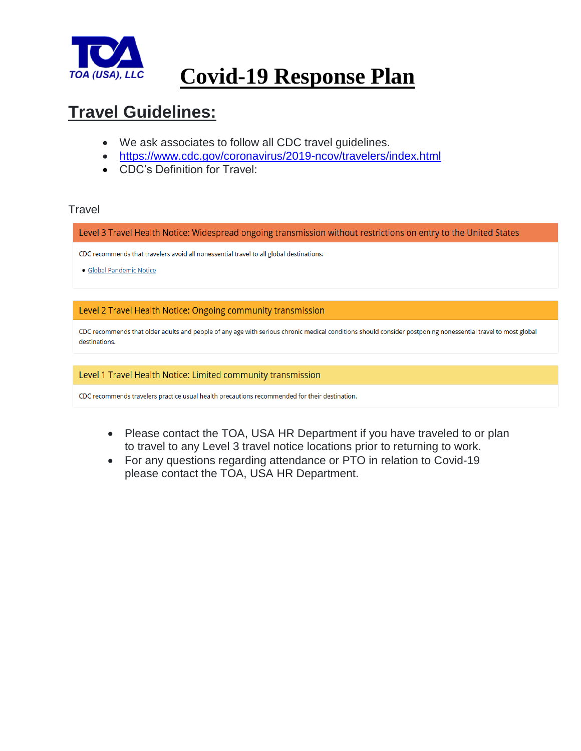TOA (USA), LLC

# Covid-19 Response Plan

## Travel Guidelines:

- We ask associates to follow all CDC travel guidelines.
- https://www.cdc.gov/coronavirus/2019-ncov/travelers/index.html
- CDC's Definition for Travel:

Travel

**Level 3 Travel Health Notice: Widespread ongoing transmission without restrictions on entry to the United States**

CDC recommends that travelers avoid all nonessential travel to all global destinations:

- Global Pandemic Notice

**Level 2 Travel Health Notice: Ongoing community transmission**

CDC recommends that older adults and people of any age with serious chronic medical conditions should consider postponing nonessential travel to most global destinations.

**Level 1 Travel Health Notice: Limited community transmission**

CDC recommends travelers practice usual health precautions recommended for their destination.

- Please contact the TOA, USA HR Department if you have traveled to or plan to travel to any Level 3 travel notice locations prior to returning to work.
- For any questions regarding attendance or PTO in relation to Covid-19 please contact the TOA, USA HR Department.